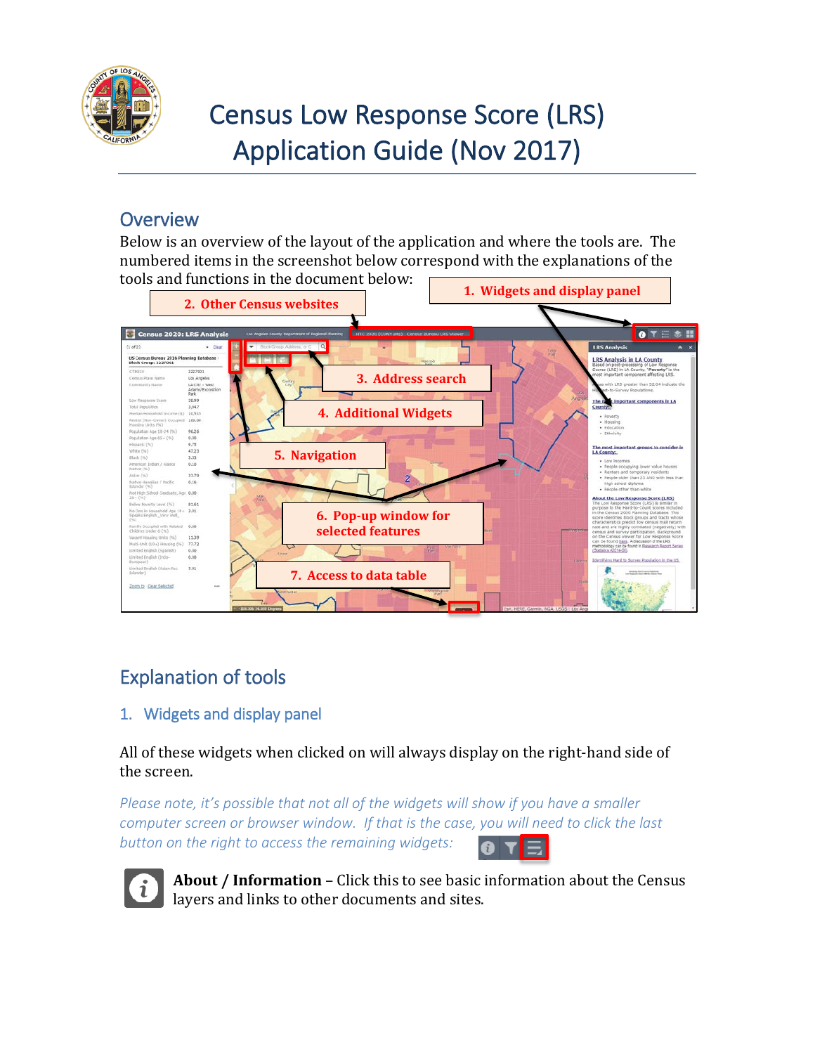# Census Low Response Score (LRS) Application Guide (Nov 2017)

## Overview

Below is an overview of the layout of the application and where the tools are. The numbered items in the screenshot below correspond with the explanations of the tools and functions in the document below:

1. Widgets and display panel
2. Other Census websites
3. Address search
4. Additional Widgets
5. Navigation
6. Pop-up window for selected features
7. Access to data table

## Explanation of tools

### 1. Widgets and display panel

All of these widgets when clicked on will always display on the right-hand side of the screen.

*Please note, it's possible that not all of the widgets will show if you have a smaller computer screen or browser window. If that is the case, you will need to click the last button on the right to access the remaining widgets:*

**About / Information** – Click this to see basic information about the Census layers and links to other documents and sites.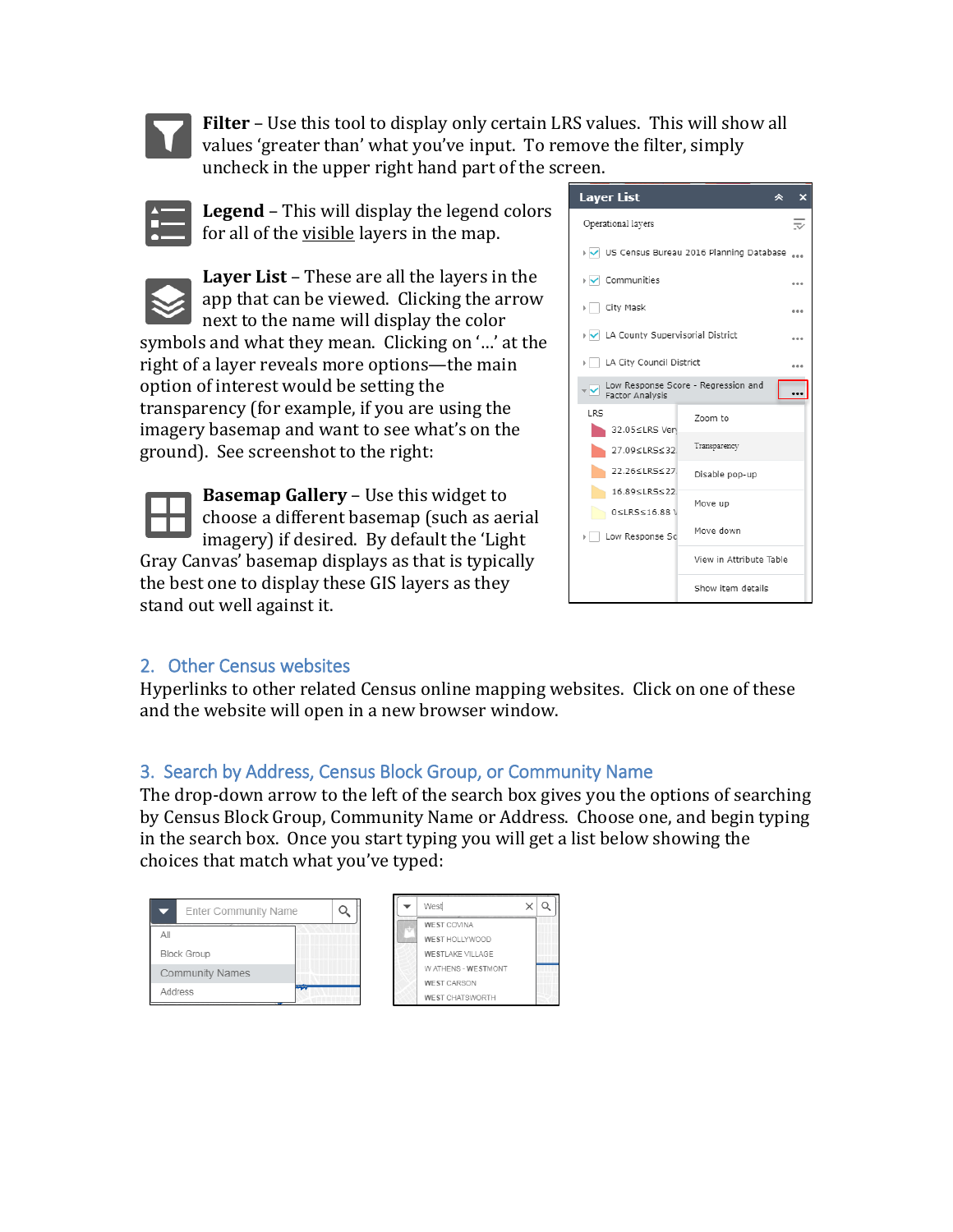**Filter** – Use this tool to display only certain LRS values. This will show all values 'greater than' what you've input. To remove the filter, simply uncheck in the upper right hand part of the screen.

**Legend** – This will display the legend colors for all of the visible layers in the map.

**Layer List** – These are all the layers in the app that can be viewed. Clicking the arrow next to the name will display the color symbols and what they mean. Clicking on '…' at the right of a layer reveals more options—the main option of interest would be setting the transparency (for example, if you are using the imagery basemap and want to see what's on the ground). See screenshot to the right:

**Basemap Gallery** – Use this widget to choose a different basemap (such as aerial imagery) if desired. By default the 'Light Gray Canvas' basemap displays as that is typically the best one to display these GIS layers as they stand out well against it.

## 2. Other Census websites

Hyperlinks to other related Census online mapping websites. Click on one of these and the website will open in a new browser window.

## 3. Search by Address, Census Block Group, or Community Name

The drop-down arrow to the left of the search box gives you the options of searching by Census Block Group, Community Name or Address. Choose one, and begin typing in the search box. Once you start typing you will get a list below showing the choices that match what you've typed: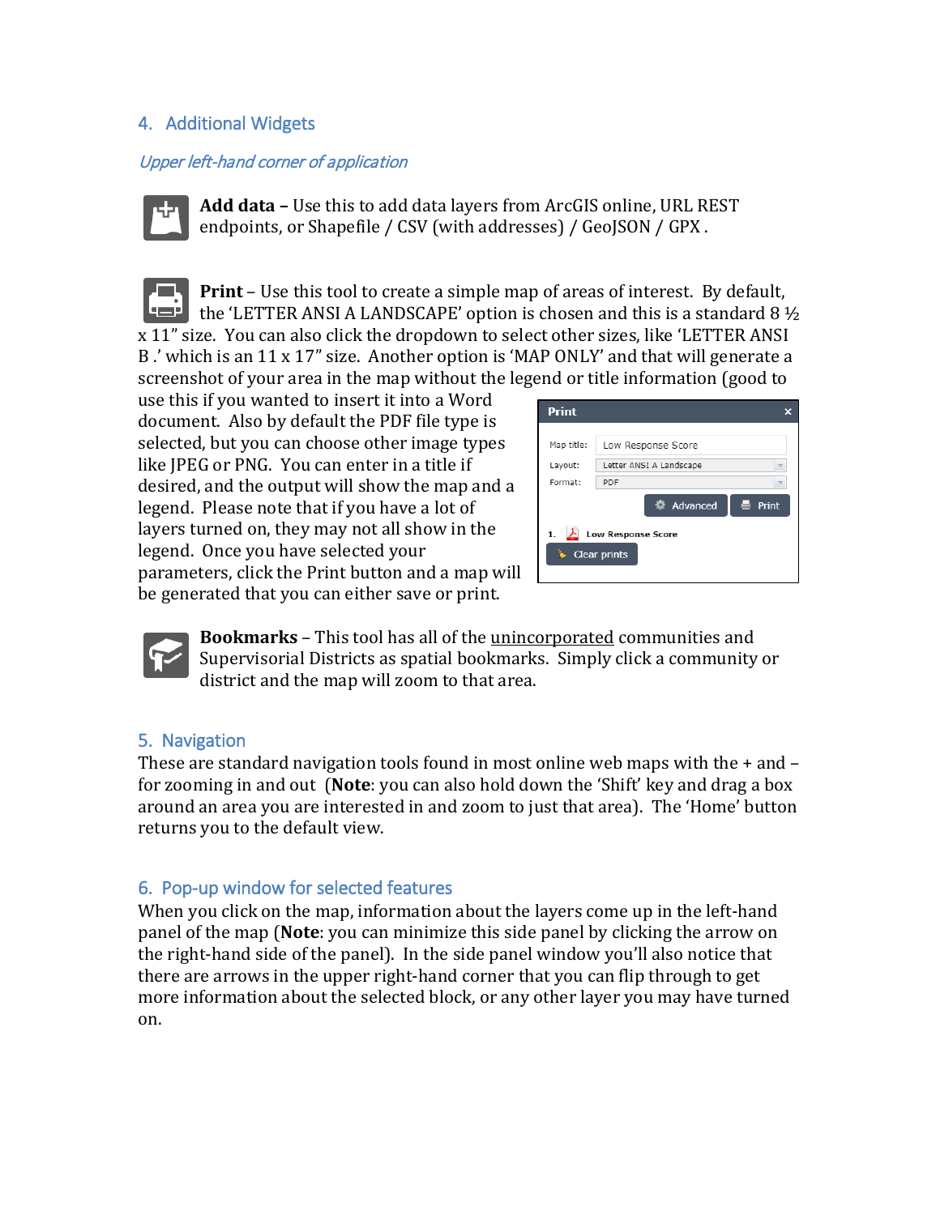## 4. Additional Widgets

*Upper left-hand corner of application*

**Add data –** Use this to add data layers from ArcGIS online, URL REST endpoints, or Shapefile / CSV (with addresses) / GeoJSON / GPX .

**Print** – Use this tool to create a simple map of areas of interest. By default, the 'LETTER ANSI A LANDSCAPE' option is chosen and this is a standard 8 ½ x 11" size. You can also click the dropdown to select other sizes, like 'LETTER ANSI B .' which is an 11 x 17" size. Another option is 'MAP ONLY' and that will generate a screenshot of your area in the map without the legend or title information (good to use this if you wanted to insert it into a Word document. Also by default the PDF file type is selected, but you can choose other image types like JPEG or PNG. You can enter in a title if desired, and the output will show the map and a legend. Please note that if you have a lot of layers turned on, they may not all show in the legend. Once you have selected your parameters, click the Print button and a map will be generated that you can either save or print.

**Bookmarks** – This tool has all of the unincorporated communities and Supervisorial Districts as spatial bookmarks. Simply click a community or district and the map will zoom to that area.

## 5. Navigation

These are standard navigation tools found in most online web maps with the + and – for zooming in and out (**Note**: you can also hold down the 'Shift' key and drag a box around an area you are interested in and zoom to just that area). The 'Home' button returns you to the default view.

## 6. Pop-up window for selected features

When you click on the map, information about the layers come up in the left-hand panel of the map (**Note**: you can minimize this side panel by clicking the arrow on the right-hand side of the panel). In the side panel window you'll also notice that there are arrows in the upper right-hand corner that you can flip through to get more information about the selected block, or any other layer you may have turned on.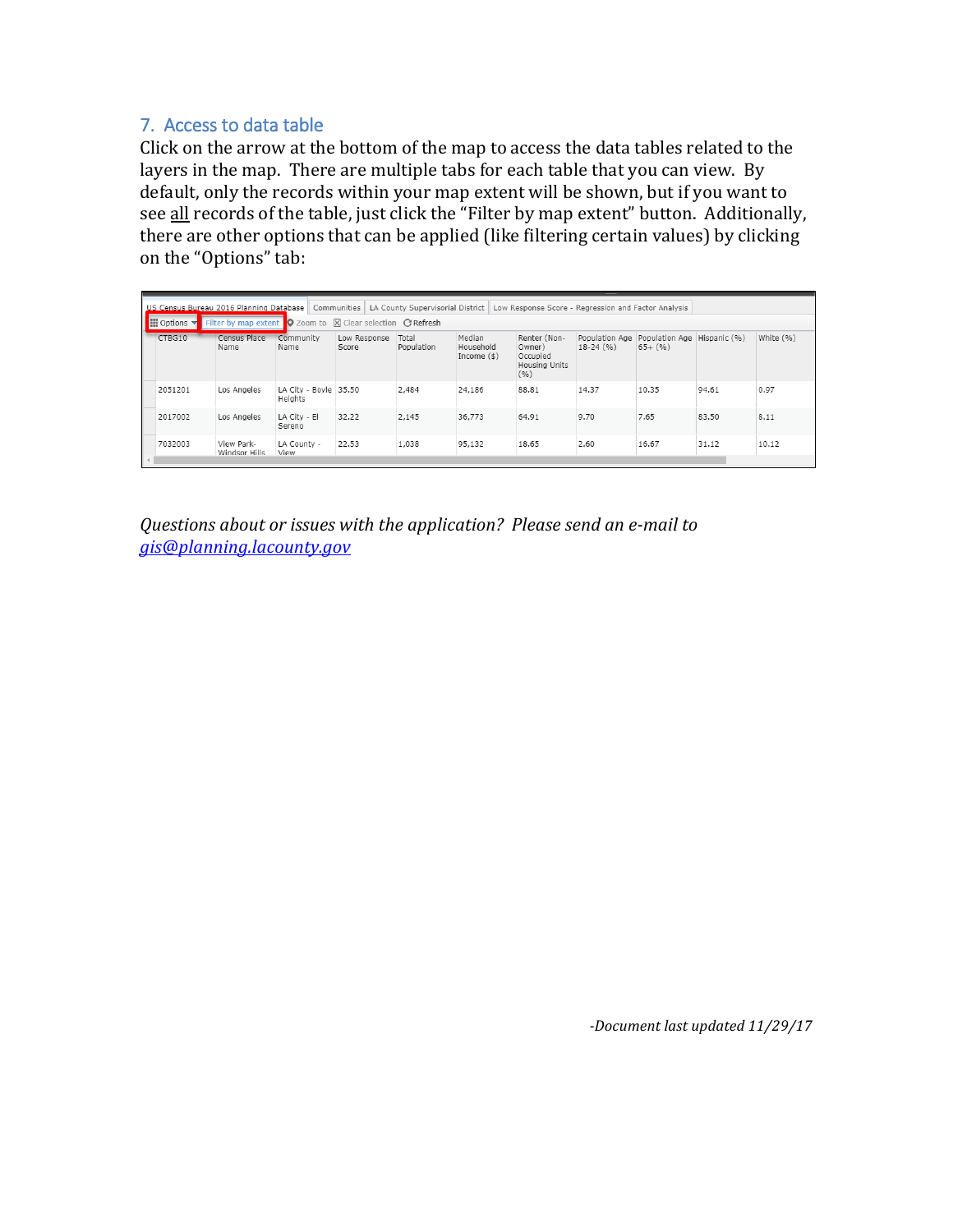## 7. Access to data table

Click on the arrow at the bottom of the map to access the data tables related to the layers in the map. There are multiple tabs for each table that you can view. By default, only the records within your map extent will be shown, but if you want to see all records of the table, just click the "Filter by map extent" button. Additionally, there are other options that can be applied (like filtering certain values) by clicking on the "Options" tab:

US Census Bureau 2016 Planning Database | Communities | LA County Supervisorial District | Low Response Score - Regression and Factor Analysis

Options | Filter by map extent | Zoom to | Clear selection | Refresh

| CTBG10 | Census Place Name | Community Name | Low Response Score | Total Population | Median Household Income ($) | Renter (Non-Owner) Occupied Housing Units (%) | Population Age 18-24 (%) | Population Age 65+ (%) | Hispanic (%) | White (%) |
|---|---|---|---|---|---|---|---|---|---|---|
| 2051201 | Los Angeles | LA City - Boyle Heights | 35.50 | 2,484 | 24,186 | 88.81 | 14.37 | 10.35 | 94.61 | 0.97 |
| 2017002 | Los Angeles | LA City - El Sereno | 32.22 | 2,145 | 36,773 | 64.91 | 9.70 | 7.65 | 83.50 | 8.11 |
| 7032003 | View Park-Windsor Hills | LA County - View | 22.53 | 1,038 | 95,132 | 18.65 | 2.60 | 16.67 | 31.12 | 10.12 |

*Questions about or issues with the application? Please send an e-mail to [gis@planning.lacounty.gov](mailto:gis@planning.lacounty.gov)*

*-Document last updated 11/29/17*